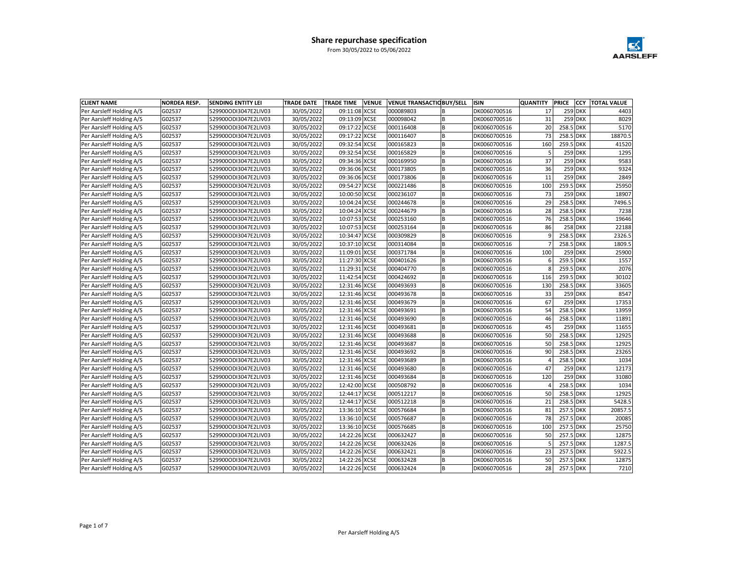# Share repurchase specification

From 30/05/2022 to 05/06/2022

| CLIENT NAME | NORDEA RESP. | SENDING ENTITY LEI | TRADE DATE | TRADE TIME | VENUE | VENUE TRANSACTIO | BUY/SELL | ISIN | QUANTITY | PRICE | CCY | TOTAL VALUE |
|---|---|---|---|---|---|---|---|---|---|---|---|---|
| Per Aarsleff Holding A/S | G02537 | 529900ODI3047E2LIV03 | 30/05/2022 | 09:11:08 | XCSE | 000089803 | B | DK0060700516 | 17 | 259 | DKK | 4403 |
| Per Aarsleff Holding A/S | G02537 | 529900ODI3047E2LIV03 | 30/05/2022 | 09:13:09 | XCSE | 000098042 | B | DK0060700516 | 31 | 259 | DKK | 8029 |
| Per Aarsleff Holding A/S | G02537 | 529900ODI3047E2LIV03 | 30/05/2022 | 09:17:22 | XCSE | 000116408 | B | DK0060700516 | 20 | 258.5 | DKK | 5170 |
| Per Aarsleff Holding A/S | G02537 | 529900ODI3047E2LIV03 | 30/05/2022 | 09:17:22 | XCSE | 000116407 | B | DK0060700516 | 73 | 258.5 | DKK | 18870.5 |
| Per Aarsleff Holding A/S | G02537 | 529900ODI3047E2LIV03 | 30/05/2022 | 09:32:54 | XCSE | 000165823 | B | DK0060700516 | 160 | 259.5 | DKK | 41520 |
| Per Aarsleff Holding A/S | G02537 | 529900ODI3047E2LIV03 | 30/05/2022 | 09:32:54 | XCSE | 000165829 | B | DK0060700516 | 5 | 259 | DKK | 1295 |
| Per Aarsleff Holding A/S | G02537 | 529900ODI3047E2LIV03 | 30/05/2022 | 09:34:36 | XCSE | 000169950 | B | DK0060700516 | 37 | 259 | DKK | 9583 |
| Per Aarsleff Holding A/S | G02537 | 529900ODI3047E2LIV03 | 30/05/2022 | 09:36:06 | XCSE | 000173805 | B | DK0060700516 | 36 | 259 | DKK | 9324 |
| Per Aarsleff Holding A/S | G02537 | 529900ODI3047E2LIV03 | 30/05/2022 | 09:36:06 | XCSE | 000173806 | B | DK0060700516 | 11 | 259 | DKK | 2849 |
| Per Aarsleff Holding A/S | G02537 | 529900ODI3047E2LIV03 | 30/05/2022 | 09:54:27 | XCSE | 000221486 | B | DK0060700516 | 100 | 259.5 | DKK | 25950 |
| Per Aarsleff Holding A/S | G02537 | 529900ODI3047E2LIV03 | 30/05/2022 | 10:00:50 | XCSE | 000236107 | B | DK0060700516 | 73 | 259 | DKK | 18907 |
| Per Aarsleff Holding A/S | G02537 | 529900ODI3047E2LIV03 | 30/05/2022 | 10:04:24 | XCSE | 000244678 | B | DK0060700516 | 29 | 258.5 | DKK | 7496.5 |
| Per Aarsleff Holding A/S | G02537 | 529900ODI3047E2LIV03 | 30/05/2022 | 10:04:24 | XCSE | 000244679 | B | DK0060700516 | 28 | 258.5 | DKK | 7238 |
| Per Aarsleff Holding A/S | G02537 | 529900ODI3047E2LIV03 | 30/05/2022 | 10:07:53 | XCSE | 000253160 | B | DK0060700516 | 76 | 258.5 | DKK | 19646 |
| Per Aarsleff Holding A/S | G02537 | 529900ODI3047E2LIV03 | 30/05/2022 | 10:07:53 | XCSE | 000253164 | B | DK0060700516 | 86 | 258 | DKK | 22188 |
| Per Aarsleff Holding A/S | G02537 | 529900ODI3047E2LIV03 | 30/05/2022 | 10:34:47 | XCSE | 000309829 | B | DK0060700516 | 9 | 258.5 | DKK | 2326.5 |
| Per Aarsleff Holding A/S | G02537 | 529900ODI3047E2LIV03 | 30/05/2022 | 10:37:10 | XCSE | 000314084 | B | DK0060700516 | 7 | 258.5 | DKK | 1809.5 |
| Per Aarsleff Holding A/S | G02537 | 529900ODI3047E2LIV03 | 30/05/2022 | 11:09:01 | XCSE | 000371784 | B | DK0060700516 | 100 | 259 | DKK | 25900 |
| Per Aarsleff Holding A/S | G02537 | 529900ODI3047E2LIV03 | 30/05/2022 | 11:27:30 | XCSE | 000401626 | B | DK0060700516 | 6 | 259.5 | DKK | 1557 |
| Per Aarsleff Holding A/S | G02537 | 529900ODI3047E2LIV03 | 30/05/2022 | 11:29:31 | XCSE | 000404770 | B | DK0060700516 | 8 | 259.5 | DKK | 2076 |
| Per Aarsleff Holding A/S | G02537 | 529900ODI3047E2LIV03 | 30/05/2022 | 11:42:54 | XCSE | 000424692 | B | DK0060700516 | 116 | 259.5 | DKK | 30102 |
| Per Aarsleff Holding A/S | G02537 | 529900ODI3047E2LIV03 | 30/05/2022 | 12:31:46 | XCSE | 000493693 | B | DK0060700516 | 130 | 258.5 | DKK | 33605 |
| Per Aarsleff Holding A/S | G02537 | 529900ODI3047E2LIV03 | 30/05/2022 | 12:31:46 | XCSE | 000493678 | B | DK0060700516 | 33 | 259 | DKK | 8547 |
| Per Aarsleff Holding A/S | G02537 | 529900ODI3047E2LIV03 | 30/05/2022 | 12:31:46 | XCSE | 000493679 | B | DK0060700516 | 67 | 259 | DKK | 17353 |
| Per Aarsleff Holding A/S | G02537 | 529900ODI3047E2LIV03 | 30/05/2022 | 12:31:46 | XCSE | 000493691 | B | DK0060700516 | 54 | 258.5 | DKK | 13959 |
| Per Aarsleff Holding A/S | G02537 | 529900ODI3047E2LIV03 | 30/05/2022 | 12:31:46 | XCSE | 000493690 | B | DK0060700516 | 46 | 258.5 | DKK | 11891 |
| Per Aarsleff Holding A/S | G02537 | 529900ODI3047E2LIV03 | 30/05/2022 | 12:31:46 | XCSE | 000493681 | B | DK0060700516 | 45 | 259 | DKK | 11655 |
| Per Aarsleff Holding A/S | G02537 | 529900ODI3047E2LIV03 | 30/05/2022 | 12:31:46 | XCSE | 000493688 | B | DK0060700516 | 50 | 258.5 | DKK | 12925 |
| Per Aarsleff Holding A/S | G02537 | 529900ODI3047E2LIV03 | 30/05/2022 | 12:31:46 | XCSE | 000493687 | B | DK0060700516 | 50 | 258.5 | DKK | 12925 |
| Per Aarsleff Holding A/S | G02537 | 529900ODI3047E2LIV03 | 30/05/2022 | 12:31:46 | XCSE | 000493692 | B | DK0060700516 | 90 | 258.5 | DKK | 23265 |
| Per Aarsleff Holding A/S | G02537 | 529900ODI3047E2LIV03 | 30/05/2022 | 12:31:46 | XCSE | 000493689 | B | DK0060700516 | 4 | 258.5 | DKK | 1034 |
| Per Aarsleff Holding A/S | G02537 | 529900ODI3047E2LIV03 | 30/05/2022 | 12:31:46 | XCSE | 000493680 | B | DK0060700516 | 47 | 259 | DKK | 12173 |
| Per Aarsleff Holding A/S | G02537 | 529900ODI3047E2LIV03 | 30/05/2022 | 12:31:46 | XCSE | 000493684 | B | DK0060700516 | 120 | 259 | DKK | 31080 |
| Per Aarsleff Holding A/S | G02537 | 529900ODI3047E2LIV03 | 30/05/2022 | 12:42:00 | XCSE | 000508792 | B | DK0060700516 | 4 | 258.5 | DKK | 1034 |
| Per Aarsleff Holding A/S | G02537 | 529900ODI3047E2LIV03 | 30/05/2022 | 12:44:17 | XCSE | 000512217 | B | DK0060700516 | 50 | 258.5 | DKK | 12925 |
| Per Aarsleff Holding A/S | G02537 | 529900ODI3047E2LIV03 | 30/05/2022 | 12:44:17 | XCSE | 000512218 | B | DK0060700516 | 21 | 258.5 | DKK | 5428.5 |
| Per Aarsleff Holding A/S | G02537 | 529900ODI3047E2LIV03 | 30/05/2022 | 13:36:10 | XCSE | 000576684 | B | DK0060700516 | 81 | 257.5 | DKK | 20857.5 |
| Per Aarsleff Holding A/S | G02537 | 529900ODI3047E2LIV03 | 30/05/2022 | 13:36:10 | XCSE | 000576687 | B | DK0060700516 | 78 | 257.5 | DKK | 20085 |
| Per Aarsleff Holding A/S | G02537 | 529900ODI3047E2LIV03 | 30/05/2022 | 13:36:10 | XCSE | 000576685 | B | DK0060700516 | 100 | 257.5 | DKK | 25750 |
| Per Aarsleff Holding A/S | G02537 | 529900ODI3047E2LIV03 | 30/05/2022 | 14:22:26 | XCSE | 000632427 | B | DK0060700516 | 50 | 257.5 | DKK | 12875 |
| Per Aarsleff Holding A/S | G02537 | 529900ODI3047E2LIV03 | 30/05/2022 | 14:22:26 | XCSE | 000632426 | B | DK0060700516 | 5 | 257.5 | DKK | 1287.5 |
| Per Aarsleff Holding A/S | G02537 | 529900ODI3047E2LIV03 | 30/05/2022 | 14:22:26 | XCSE | 000632421 | B | DK0060700516 | 23 | 257.5 | DKK | 5922.5 |
| Per Aarsleff Holding A/S | G02537 | 529900ODI3047E2LIV03 | 30/05/2022 | 14:22:26 | XCSE | 000632428 | B | DK0060700516 | 50 | 257.5 | DKK | 12875 |
| Per Aarsleff Holding A/S | G02537 | 529900ODI3047E2LIV03 | 30/05/2022 | 14:22:26 | XCSE | 000632424 | B | DK0060700516 | 28 | 257.5 | DKK | 7210 |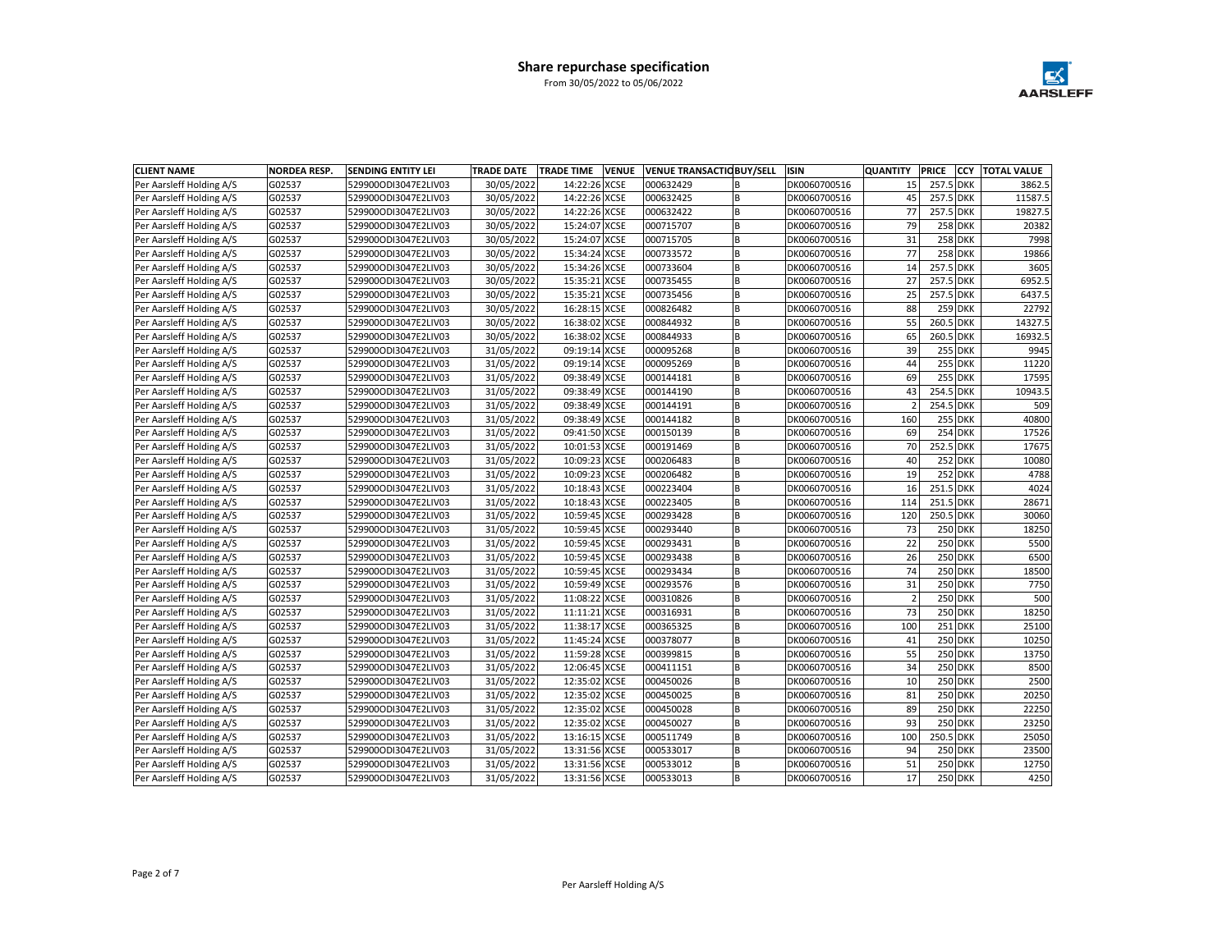# Share repurchase specification

From 30/05/2022 to 05/06/2022

| CLIENT NAME | NORDEA RESP. | SENDING ENTITY LEI | TRADE DATE | TRADE TIME | VENUE | VENUE TRANSACTIO | BUY/SELL | ISIN | QUANTITY | PRICE | CCY | TOTAL VALUE |
|---|---|---|---|---|---|---|---|---|---|---|---|---|
| Per Aarsleff Holding A/S | G02537 | 529900ODI3047E2LIV03 | 30/05/2022 | 14:22:26 | XCSE | 000632429 | B | DK0060700516 | 15 | 257.5 | DKK | 3862.5 |
| Per Aarsleff Holding A/S | G02537 | 529900ODI3047E2LIV03 | 30/05/2022 | 14:22:26 | XCSE | 000632425 | B | DK0060700516 | 45 | 257.5 | DKK | 11587.5 |
| Per Aarsleff Holding A/S | G02537 | 529900ODI3047E2LIV03 | 30/05/2022 | 14:22:26 | XCSE | 000632422 | B | DK0060700516 | 77 | 257.5 | DKK | 19827.5 |
| Per Aarsleff Holding A/S | G02537 | 529900ODI3047E2LIV03 | 30/05/2022 | 15:24:07 | XCSE | 000715707 | B | DK0060700516 | 79 | 258 | DKK | 20382 |
| Per Aarsleff Holding A/S | G02537 | 529900ODI3047E2LIV03 | 30/05/2022 | 15:24:07 | XCSE | 000715705 | B | DK0060700516 | 31 | 258 | DKK | 7998 |
| Per Aarsleff Holding A/S | G02537 | 529900ODI3047E2LIV03 | 30/05/2022 | 15:34:24 | XCSE | 000733572 | B | DK0060700516 | 77 | 258 | DKK | 19866 |
| Per Aarsleff Holding A/S | G02537 | 529900ODI3047E2LIV03 | 30/05/2022 | 15:34:26 | XCSE | 000733604 | B | DK0060700516 | 14 | 257.5 | DKK | 3605 |
| Per Aarsleff Holding A/S | G02537 | 529900ODI3047E2LIV03 | 30/05/2022 | 15:35:21 | XCSE | 000735455 | B | DK0060700516 | 27 | 257.5 | DKK | 6952.5 |
| Per Aarsleff Holding A/S | G02537 | 529900ODI3047E2LIV03 | 30/05/2022 | 15:35:21 | XCSE | 000735456 | B | DK0060700516 | 25 | 257.5 | DKK | 6437.5 |
| Per Aarsleff Holding A/S | G02537 | 529900ODI3047E2LIV03 | 30/05/2022 | 16:28:15 | XCSE | 000826482 | B | DK0060700516 | 88 | 259 | DKK | 22792 |
| Per Aarsleff Holding A/S | G02537 | 529900ODI3047E2LIV03 | 30/05/2022 | 16:38:02 | XCSE | 000844932 | B | DK0060700516 | 55 | 260.5 | DKK | 14327.5 |
| Per Aarsleff Holding A/S | G02537 | 529900ODI3047E2LIV03 | 30/05/2022 | 16:38:02 | XCSE | 000844933 | B | DK0060700516 | 65 | 260.5 | DKK | 16932.5 |
| Per Aarsleff Holding A/S | G02537 | 529900ODI3047E2LIV03 | 31/05/2022 | 09:19:14 | XCSE | 000095268 | B | DK0060700516 | 39 | 255 | DKK | 9945 |
| Per Aarsleff Holding A/S | G02537 | 529900ODI3047E2LIV03 | 31/05/2022 | 09:19:14 | XCSE | 000095269 | B | DK0060700516 | 44 | 255 | DKK | 11220 |
| Per Aarsleff Holding A/S | G02537 | 529900ODI3047E2LIV03 | 31/05/2022 | 09:38:49 | XCSE | 000144181 | B | DK0060700516 | 69 | 255 | DKK | 17595 |
| Per Aarsleff Holding A/S | G02537 | 529900ODI3047E2LIV03 | 31/05/2022 | 09:38:49 | XCSE | 000144190 | B | DK0060700516 | 43 | 254.5 | DKK | 10943.5 |
| Per Aarsleff Holding A/S | G02537 | 529900ODI3047E2LIV03 | 31/05/2022 | 09:38:49 | XCSE | 000144191 | B | DK0060700516 | 2 | 254.5 | DKK | 509 |
| Per Aarsleff Holding A/S | G02537 | 529900ODI3047E2LIV03 | 31/05/2022 | 09:38:49 | XCSE | 000144182 | B | DK0060700516 | 160 | 255 | DKK | 40800 |
| Per Aarsleff Holding A/S | G02537 | 529900ODI3047E2LIV03 | 31/05/2022 | 09:41:50 | XCSE | 000150139 | B | DK0060700516 | 69 | 254 | DKK | 17526 |
| Per Aarsleff Holding A/S | G02537 | 529900ODI3047E2LIV03 | 31/05/2022 | 10:01:53 | XCSE | 000191469 | B | DK0060700516 | 70 | 252.5 | DKK | 17675 |
| Per Aarsleff Holding A/S | G02537 | 529900ODI3047E2LIV03 | 31/05/2022 | 10:09:23 | XCSE | 000206483 | B | DK0060700516 | 40 | 252 | DKK | 10080 |
| Per Aarsleff Holding A/S | G02537 | 529900ODI3047E2LIV03 | 31/05/2022 | 10:09:23 | XCSE | 000206482 | B | DK0060700516 | 19 | 252 | DKK | 4788 |
| Per Aarsleff Holding A/S | G02537 | 529900ODI3047E2LIV03 | 31/05/2022 | 10:18:43 | XCSE | 000223404 | B | DK0060700516 | 16 | 251.5 | DKK | 4024 |
| Per Aarsleff Holding A/S | G02537 | 529900ODI3047E2LIV03 | 31/05/2022 | 10:18:43 | XCSE | 000223405 | B | DK0060700516 | 114 | 251.5 | DKK | 28671 |
| Per Aarsleff Holding A/S | G02537 | 529900ODI3047E2LIV03 | 31/05/2022 | 10:59:45 | XCSE | 000293428 | B | DK0060700516 | 120 | 250.5 | DKK | 30060 |
| Per Aarsleff Holding A/S | G02537 | 529900ODI3047E2LIV03 | 31/05/2022 | 10:59:45 | XCSE | 000293440 | B | DK0060700516 | 73 | 250 | DKK | 18250 |
| Per Aarsleff Holding A/S | G02537 | 529900ODI3047E2LIV03 | 31/05/2022 | 10:59:45 | XCSE | 000293431 | B | DK0060700516 | 22 | 250 | DKK | 5500 |
| Per Aarsleff Holding A/S | G02537 | 529900ODI3047E2LIV03 | 31/05/2022 | 10:59:45 | XCSE | 000293438 | B | DK0060700516 | 26 | 250 | DKK | 6500 |
| Per Aarsleff Holding A/S | G02537 | 529900ODI3047E2LIV03 | 31/05/2022 | 10:59:45 | XCSE | 000293434 | B | DK0060700516 | 74 | 250 | DKK | 18500 |
| Per Aarsleff Holding A/S | G02537 | 529900ODI3047E2LIV03 | 31/05/2022 | 10:59:49 | XCSE | 000293576 | B | DK0060700516 | 31 | 250 | DKK | 7750 |
| Per Aarsleff Holding A/S | G02537 | 529900ODI3047E2LIV03 | 31/05/2022 | 11:08:22 | XCSE | 000310826 | B | DK0060700516 | 2 | 250 | DKK | 500 |
| Per Aarsleff Holding A/S | G02537 | 529900ODI3047E2LIV03 | 31/05/2022 | 11:11:21 | XCSE | 000316931 | B | DK0060700516 | 73 | 250 | DKK | 18250 |
| Per Aarsleff Holding A/S | G02537 | 529900ODI3047E2LIV03 | 31/05/2022 | 11:38:17 | XCSE | 000365325 | B | DK0060700516 | 100 | 251 | DKK | 25100 |
| Per Aarsleff Holding A/S | G02537 | 529900ODI3047E2LIV03 | 31/05/2022 | 11:45:24 | XCSE | 000378077 | B | DK0060700516 | 41 | 250 | DKK | 10250 |
| Per Aarsleff Holding A/S | G02537 | 529900ODI3047E2LIV03 | 31/05/2022 | 11:59:28 | XCSE | 000399815 | B | DK0060700516 | 55 | 250 | DKK | 13750 |
| Per Aarsleff Holding A/S | G02537 | 529900ODI3047E2LIV03 | 31/05/2022 | 12:06:45 | XCSE | 000411151 | B | DK0060700516 | 34 | 250 | DKK | 8500 |
| Per Aarsleff Holding A/S | G02537 | 529900ODI3047E2LIV03 | 31/05/2022 | 12:35:02 | XCSE | 000450026 | B | DK0060700516 | 10 | 250 | DKK | 2500 |
| Per Aarsleff Holding A/S | G02537 | 529900ODI3047E2LIV03 | 31/05/2022 | 12:35:02 | XCSE | 000450025 | B | DK0060700516 | 81 | 250 | DKK | 20250 |
| Per Aarsleff Holding A/S | G02537 | 529900ODI3047E2LIV03 | 31/05/2022 | 12:35:02 | XCSE | 000450028 | B | DK0060700516 | 89 | 250 | DKK | 22250 |
| Per Aarsleff Holding A/S | G02537 | 529900ODI3047E2LIV03 | 31/05/2022 | 12:35:02 | XCSE | 000450027 | B | DK0060700516 | 93 | 250 | DKK | 23250 |
| Per Aarsleff Holding A/S | G02537 | 529900ODI3047E2LIV03 | 31/05/2022 | 13:16:15 | XCSE | 000511749 | B | DK0060700516 | 100 | 250.5 | DKK | 25050 |
| Per Aarsleff Holding A/S | G02537 | 529900ODI3047E2LIV03 | 31/05/2022 | 13:31:56 | XCSE | 000533017 | B | DK0060700516 | 94 | 250 | DKK | 23500 |
| Per Aarsleff Holding A/S | G02537 | 529900ODI3047E2LIV03 | 31/05/2022 | 13:31:56 | XCSE | 000533012 | B | DK0060700516 | 51 | 250 | DKK | 12750 |
| Per Aarsleff Holding A/S | G02537 | 529900ODI3047E2LIV03 | 31/05/2022 | 13:31:56 | XCSE | 000533013 | B | DK0060700516 | 17 | 250 | DKK | 4250 |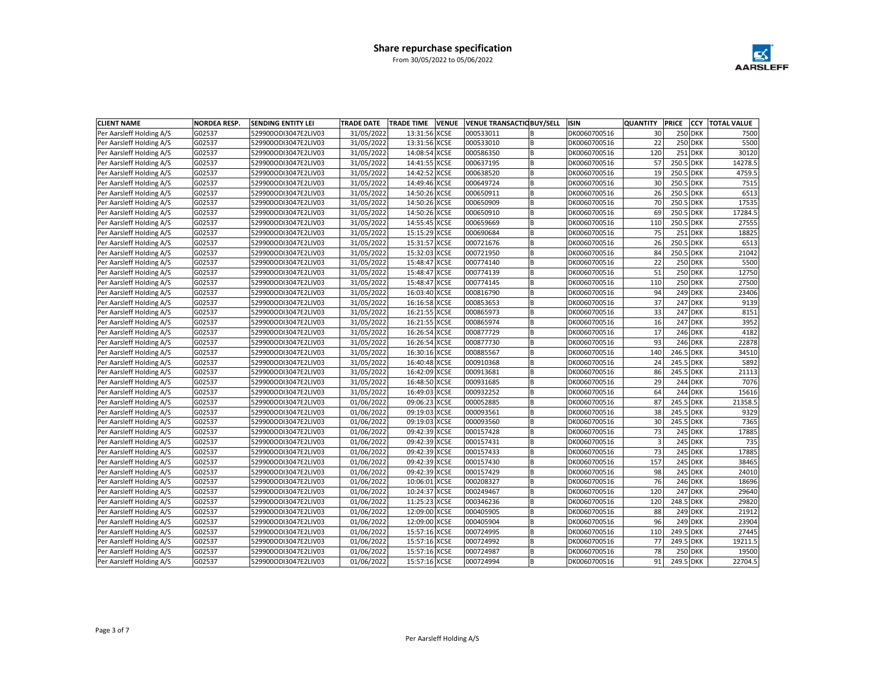# Share repurchase specification

From 30/05/2022 to 05/06/2022

| CLIENT NAME | NORDEA RESP. | SENDING ENTITY LEI | TRADE DATE | TRADE TIME | VENUE | VENUE TRANSACTIO | BUY/SELL | ISIN | QUANTITY | PRICE | CCY | TOTAL VALUE |
|---|---|---|---|---|---|---|---|---|---|---|---|---|
| Per Aarsleff Holding A/S | G02537 | 529900ODI3047E2LIV03 | 31/05/2022 | 13:31:56 | XCSE | 000533011 | B | DK0060700516 | 30 | 250 | DKK | 7500 |
| Per Aarsleff Holding A/S | G02537 | 529900ODI3047E2LIV03 | 31/05/2022 | 13:31:56 | XCSE | 000533010 | B | DK0060700516 | 22 | 250 | DKK | 5500 |
| Per Aarsleff Holding A/S | G02537 | 529900ODI3047E2LIV03 | 31/05/2022 | 14:08:54 | XCSE | 000586350 | B | DK0060700516 | 120 | 251 | DKK | 30120 |
| Per Aarsleff Holding A/S | G02537 | 529900ODI3047E2LIV03 | 31/05/2022 | 14:41:55 | XCSE | 000637195 | B | DK0060700516 | 57 | 250.5 | DKK | 14278.5 |
| Per Aarsleff Holding A/S | G02537 | 529900ODI3047E2LIV03 | 31/05/2022 | 14:42:52 | XCSE | 000638520 | B | DK0060700516 | 19 | 250.5 | DKK | 4759.5 |
| Per Aarsleff Holding A/S | G02537 | 529900ODI3047E2LIV03 | 31/05/2022 | 14:49:46 | XCSE | 000649724 | B | DK0060700516 | 30 | 250.5 | DKK | 7515 |
| Per Aarsleff Holding A/S | G02537 | 529900ODI3047E2LIV03 | 31/05/2022 | 14:50:26 | XCSE | 000650911 | B | DK0060700516 | 26 | 250.5 | DKK | 6513 |
| Per Aarsleff Holding A/S | G02537 | 529900ODI3047E2LIV03 | 31/05/2022 | 14:50:26 | XCSE | 000650909 | B | DK0060700516 | 70 | 250.5 | DKK | 17535 |
| Per Aarsleff Holding A/S | G02537 | 529900ODI3047E2LIV03 | 31/05/2022 | 14:50:26 | XCSE | 000650910 | B | DK0060700516 | 69 | 250.5 | DKK | 17284.5 |
| Per Aarsleff Holding A/S | G02537 | 529900ODI3047E2LIV03 | 31/05/2022 | 14:55:45 | XCSE | 000659669 | B | DK0060700516 | 110 | 250.5 | DKK | 27555 |
| Per Aarsleff Holding A/S | G02537 | 529900ODI3047E2LIV03 | 31/05/2022 | 15:15:29 | XCSE | 000690684 | B | DK0060700516 | 75 | 251 | DKK | 18825 |
| Per Aarsleff Holding A/S | G02537 | 529900ODI3047E2LIV03 | 31/05/2022 | 15:31:57 | XCSE | 000721676 | B | DK0060700516 | 26 | 250.5 | DKK | 6513 |
| Per Aarsleff Holding A/S | G02537 | 529900ODI3047E2LIV03 | 31/05/2022 | 15:32:03 | XCSE | 000721950 | B | DK0060700516 | 84 | 250.5 | DKK | 21042 |
| Per Aarsleff Holding A/S | G02537 | 529900ODI3047E2LIV03 | 31/05/2022 | 15:48:47 | XCSE | 000774140 | B | DK0060700516 | 22 | 250 | DKK | 5500 |
| Per Aarsleff Holding A/S | G02537 | 529900ODI3047E2LIV03 | 31/05/2022 | 15:48:47 | XCSE | 000774139 | B | DK0060700516 | 51 | 250 | DKK | 12750 |
| Per Aarsleff Holding A/S | G02537 | 529900ODI3047E2LIV03 | 31/05/2022 | 15:48:47 | XCSE | 000774145 | B | DK0060700516 | 110 | 250 | DKK | 27500 |
| Per Aarsleff Holding A/S | G02537 | 529900ODI3047E2LIV03 | 31/05/2022 | 16:03:40 | XCSE | 000816790 | B | DK0060700516 | 94 | 249 | DKK | 23406 |
| Per Aarsleff Holding A/S | G02537 | 529900ODI3047E2LIV03 | 31/05/2022 | 16:16:58 | XCSE | 000853653 | B | DK0060700516 | 37 | 247 | DKK | 9139 |
| Per Aarsleff Holding A/S | G02537 | 529900ODI3047E2LIV03 | 31/05/2022 | 16:21:55 | XCSE | 000865973 | B | DK0060700516 | 33 | 247 | DKK | 8151 |
| Per Aarsleff Holding A/S | G02537 | 529900ODI3047E2LIV03 | 31/05/2022 | 16:21:55 | XCSE | 000865974 | B | DK0060700516 | 16 | 247 | DKK | 3952 |
| Per Aarsleff Holding A/S | G02537 | 529900ODI3047E2LIV03 | 31/05/2022 | 16:26:54 | XCSE | 000877729 | B | DK0060700516 | 17 | 246 | DKK | 4182 |
| Per Aarsleff Holding A/S | G02537 | 529900ODI3047E2LIV03 | 31/05/2022 | 16:26:54 | XCSE | 000877730 | B | DK0060700516 | 93 | 246 | DKK | 22878 |
| Per Aarsleff Holding A/S | G02537 | 529900ODI3047E2LIV03 | 31/05/2022 | 16:30:16 | XCSE | 000885567 | B | DK0060700516 | 140 | 246.5 | DKK | 34510 |
| Per Aarsleff Holding A/S | G02537 | 529900ODI3047E2LIV03 | 31/05/2022 | 16:40:48 | XCSE | 000910368 | B | DK0060700516 | 24 | 245.5 | DKK | 5892 |
| Per Aarsleff Holding A/S | G02537 | 529900ODI3047E2LIV03 | 31/05/2022 | 16:42:09 | XCSE | 000913681 | B | DK0060700516 | 86 | 245.5 | DKK | 21113 |
| Per Aarsleff Holding A/S | G02537 | 529900ODI3047E2LIV03 | 31/05/2022 | 16:48:50 | XCSE | 000931685 | B | DK0060700516 | 29 | 244 | DKK | 7076 |
| Per Aarsleff Holding A/S | G02537 | 529900ODI3047E2LIV03 | 31/05/2022 | 16:49:03 | XCSE | 000932252 | B | DK0060700516 | 64 | 244 | DKK | 15616 |
| Per Aarsleff Holding A/S | G02537 | 529900ODI3047E2LIV03 | 01/06/2022 | 09:06:23 | XCSE | 000052885 | B | DK0060700516 | 87 | 245.5 | DKK | 21358.5 |
| Per Aarsleff Holding A/S | G02537 | 529900ODI3047E2LIV03 | 01/06/2022 | 09:19:03 | XCSE | 000093561 | B | DK0060700516 | 38 | 245.5 | DKK | 9329 |
| Per Aarsleff Holding A/S | G02537 | 529900ODI3047E2LIV03 | 01/06/2022 | 09:19:03 | XCSE | 000093560 | B | DK0060700516 | 30 | 245.5 | DKK | 7365 |
| Per Aarsleff Holding A/S | G02537 | 529900ODI3047E2LIV03 | 01/06/2022 | 09:42:39 | XCSE | 000157428 | B | DK0060700516 | 73 | 245 | DKK | 17885 |
| Per Aarsleff Holding A/S | G02537 | 529900ODI3047E2LIV03 | 01/06/2022 | 09:42:39 | XCSE | 000157431 | B | DK0060700516 | 3 | 245 | DKK | 735 |
| Per Aarsleff Holding A/S | G02537 | 529900ODI3047E2LIV03 | 01/06/2022 | 09:42:39 | XCSE | 000157433 | B | DK0060700516 | 73 | 245 | DKK | 17885 |
| Per Aarsleff Holding A/S | G02537 | 529900ODI3047E2LIV03 | 01/06/2022 | 09:42:39 | XCSE | 000157430 | B | DK0060700516 | 157 | 245 | DKK | 38465 |
| Per Aarsleff Holding A/S | G02537 | 529900ODI3047E2LIV03 | 01/06/2022 | 09:42:39 | XCSE | 000157429 | B | DK0060700516 | 98 | 245 | DKK | 24010 |
| Per Aarsleff Holding A/S | G02537 | 529900ODI3047E2LIV03 | 01/06/2022 | 10:06:01 | XCSE | 000208327 | B | DK0060700516 | 76 | 246 | DKK | 18696 |
| Per Aarsleff Holding A/S | G02537 | 529900ODI3047E2LIV03 | 01/06/2022 | 10:24:37 | XCSE | 000249467 | B | DK0060700516 | 120 | 247 | DKK | 29640 |
| Per Aarsleff Holding A/S | G02537 | 529900ODI3047E2LIV03 | 01/06/2022 | 11:25:23 | XCSE | 000346236 | B | DK0060700516 | 120 | 248.5 | DKK | 29820 |
| Per Aarsleff Holding A/S | G02537 | 529900ODI3047E2LIV03 | 01/06/2022 | 12:09:00 | XCSE | 000405905 | B | DK0060700516 | 88 | 249 | DKK | 21912 |
| Per Aarsleff Holding A/S | G02537 | 529900ODI3047E2LIV03 | 01/06/2022 | 12:09:00 | XCSE | 000405904 | B | DK0060700516 | 96 | 249 | DKK | 23904 |
| Per Aarsleff Holding A/S | G02537 | 529900ODI3047E2LIV03 | 01/06/2022 | 15:57:16 | XCSE | 000724995 | B | DK0060700516 | 110 | 249.5 | DKK | 27445 |
| Per Aarsleff Holding A/S | G02537 | 529900ODI3047E2LIV03 | 01/06/2022 | 15:57:16 | XCSE | 000724992 | B | DK0060700516 | 77 | 249.5 | DKK | 19211.5 |
| Per Aarsleff Holding A/S | G02537 | 529900ODI3047E2LIV03 | 01/06/2022 | 15:57:16 | XCSE | 000724987 | B | DK0060700516 | 78 | 250 | DKK | 19500 |
| Per Aarsleff Holding A/S | G02537 | 529900ODI3047E2LIV03 | 01/06/2022 | 15:57:16 | XCSE | 000724994 | B | DK0060700516 | 91 | 249.5 | DKK | 22704.5 |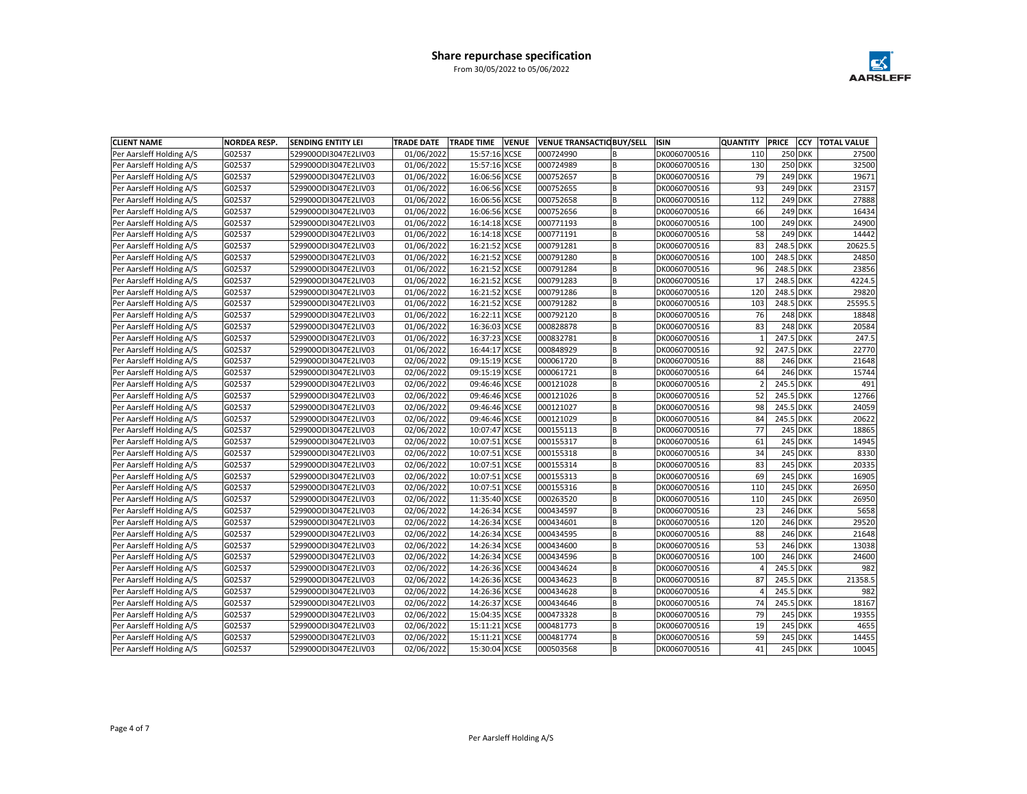# Share repurchase specification

From 30/05/2022 to 05/06/2022

| CLIENT NAME | NORDEA RESP. | SENDING ENTITY LEI | TRADE DATE | TRADE TIME | VENUE | VENUE TRANSACTIO | BUY/SELL | ISIN | QUANTITY | PRICE | CCY | TOTAL VALUE |
|---|---|---|---|---|---|---|---|---|---|---|---|---|
| Per Aarsleff Holding A/S | G02537 | 529900ODI3047E2LIV03 | 01/06/2022 | 15:57:16 | XCSE | 000724990 | B | DK0060700516 | 110 | 250 | DKK | 27500 |
| Per Aarsleff Holding A/S | G02537 | 529900ODI3047E2LIV03 | 01/06/2022 | 15:57:16 | XCSE | 000724989 | B | DK0060700516 | 130 | 250 | DKK | 32500 |
| Per Aarsleff Holding A/S | G02537 | 529900ODI3047E2LIV03 | 01/06/2022 | 16:06:56 | XCSE | 000752657 | B | DK0060700516 | 79 | 249 | DKK | 19671 |
| Per Aarsleff Holding A/S | G02537 | 529900ODI3047E2LIV03 | 01/06/2022 | 16:06:56 | XCSE | 000752655 | B | DK0060700516 | 93 | 249 | DKK | 23157 |
| Per Aarsleff Holding A/S | G02537 | 529900ODI3047E2LIV03 | 01/06/2022 | 16:06:56 | XCSE | 000752658 | B | DK0060700516 | 112 | 249 | DKK | 27888 |
| Per Aarsleff Holding A/S | G02537 | 529900ODI3047E2LIV03 | 01/06/2022 | 16:06:56 | XCSE | 000752656 | B | DK0060700516 | 66 | 249 | DKK | 16434 |
| Per Aarsleff Holding A/S | G02537 | 529900ODI3047E2LIV03 | 01/06/2022 | 16:14:18 | XCSE | 000771193 | B | DK0060700516 | 100 | 249 | DKK | 24900 |
| Per Aarsleff Holding A/S | G02537 | 529900ODI3047E2LIV03 | 01/06/2022 | 16:14:18 | XCSE | 000771191 | B | DK0060700516 | 58 | 249 | DKK | 14442 |
| Per Aarsleff Holding A/S | G02537 | 529900ODI3047E2LIV03 | 01/06/2022 | 16:21:52 | XCSE | 000791281 | B | DK0060700516 | 83 | 248.5 | DKK | 20625.5 |
| Per Aarsleff Holding A/S | G02537 | 529900ODI3047E2LIV03 | 01/06/2022 | 16:21:52 | XCSE | 000791280 | B | DK0060700516 | 100 | 248.5 | DKK | 24850 |
| Per Aarsleff Holding A/S | G02537 | 529900ODI3047E2LIV03 | 01/06/2022 | 16:21:52 | XCSE | 000791284 | B | DK0060700516 | 96 | 248.5 | DKK | 23856 |
| Per Aarsleff Holding A/S | G02537 | 529900ODI3047E2LIV03 | 01/06/2022 | 16:21:52 | XCSE | 000791283 | B | DK0060700516 | 17 | 248.5 | DKK | 4224.5 |
| Per Aarsleff Holding A/S | G02537 | 529900ODI3047E2LIV03 | 01/06/2022 | 16:21:52 | XCSE | 000791286 | B | DK0060700516 | 120 | 248.5 | DKK | 29820 |
| Per Aarsleff Holding A/S | G02537 | 529900ODI3047E2LIV03 | 01/06/2022 | 16:21:52 | XCSE | 000791282 | B | DK0060700516 | 103 | 248.5 | DKK | 25595.5 |
| Per Aarsleff Holding A/S | G02537 | 529900ODI3047E2LIV03 | 01/06/2022 | 16:22:11 | XCSE | 000792120 | B | DK0060700516 | 76 | 248 | DKK | 18848 |
| Per Aarsleff Holding A/S | G02537 | 529900ODI3047E2LIV03 | 01/06/2022 | 16:36:03 | XCSE | 000828878 | B | DK0060700516 | 83 | 248 | DKK | 20584 |
| Per Aarsleff Holding A/S | G02537 | 529900ODI3047E2LIV03 | 01/06/2022 | 16:37:23 | XCSE | 000832781 | B | DK0060700516 | 1 | 247.5 | DKK | 247.5 |
| Per Aarsleff Holding A/S | G02537 | 529900ODI3047E2LIV03 | 01/06/2022 | 16:44:17 | XCSE | 000848929 | B | DK0060700516 | 92 | 247.5 | DKK | 22770 |
| Per Aarsleff Holding A/S | G02537 | 529900ODI3047E2LIV03 | 02/06/2022 | 09:15:19 | XCSE | 000061720 | B | DK0060700516 | 88 | 246 | DKK | 21648 |
| Per Aarsleff Holding A/S | G02537 | 529900ODI3047E2LIV03 | 02/06/2022 | 09:15:19 | XCSE | 000061721 | B | DK0060700516 | 64 | 246 | DKK | 15744 |
| Per Aarsleff Holding A/S | G02537 | 529900ODI3047E2LIV03 | 02/06/2022 | 09:46:46 | XCSE | 000121028 | B | DK0060700516 | 2 | 245.5 | DKK | 491 |
| Per Aarsleff Holding A/S | G02537 | 529900ODI3047E2LIV03 | 02/06/2022 | 09:46:46 | XCSE | 000121026 | B | DK0060700516 | 52 | 245.5 | DKK | 12766 |
| Per Aarsleff Holding A/S | G02537 | 529900ODI3047E2LIV03 | 02/06/2022 | 09:46:46 | XCSE | 000121027 | B | DK0060700516 | 98 | 245.5 | DKK | 24059 |
| Per Aarsleff Holding A/S | G02537 | 529900ODI3047E2LIV03 | 02/06/2022 | 09:46:46 | XCSE | 000121029 | B | DK0060700516 | 84 | 245.5 | DKK | 20622 |
| Per Aarsleff Holding A/S | G02537 | 529900ODI3047E2LIV03 | 02/06/2022 | 10:07:47 | XCSE | 000155113 | B | DK0060700516 | 77 | 245 | DKK | 18865 |
| Per Aarsleff Holding A/S | G02537 | 529900ODI3047E2LIV03 | 02/06/2022 | 10:07:51 | XCSE | 000155317 | B | DK0060700516 | 61 | 245 | DKK | 14945 |
| Per Aarsleff Holding A/S | G02537 | 529900ODI3047E2LIV03 | 02/06/2022 | 10:07:51 | XCSE | 000155318 | B | DK0060700516 | 34 | 245 | DKK | 8330 |
| Per Aarsleff Holding A/S | G02537 | 529900ODI3047E2LIV03 | 02/06/2022 | 10:07:51 | XCSE | 000155314 | B | DK0060700516 | 83 | 245 | DKK | 20335 |
| Per Aarsleff Holding A/S | G02537 | 529900ODI3047E2LIV03 | 02/06/2022 | 10:07:51 | XCSE | 000155313 | B | DK0060700516 | 69 | 245 | DKK | 16905 |
| Per Aarsleff Holding A/S | G02537 | 529900ODI3047E2LIV03 | 02/06/2022 | 10:07:51 | XCSE | 000155316 | B | DK0060700516 | 110 | 245 | DKK | 26950 |
| Per Aarsleff Holding A/S | G02537 | 529900ODI3047E2LIV03 | 02/06/2022 | 11:35:40 | XCSE | 000263520 | B | DK0060700516 | 110 | 245 | DKK | 26950 |
| Per Aarsleff Holding A/S | G02537 | 529900ODI3047E2LIV03 | 02/06/2022 | 14:26:34 | XCSE | 000434597 | B | DK0060700516 | 23 | 246 | DKK | 5658 |
| Per Aarsleff Holding A/S | G02537 | 529900ODI3047E2LIV03 | 02/06/2022 | 14:26:34 | XCSE | 000434601 | B | DK0060700516 | 120 | 246 | DKK | 29520 |
| Per Aarsleff Holding A/S | G02537 | 529900ODI3047E2LIV03 | 02/06/2022 | 14:26:34 | XCSE | 000434595 | B | DK0060700516 | 88 | 246 | DKK | 21648 |
| Per Aarsleff Holding A/S | G02537 | 529900ODI3047E2LIV03 | 02/06/2022 | 14:26:34 | XCSE | 000434600 | B | DK0060700516 | 53 | 246 | DKK | 13038 |
| Per Aarsleff Holding A/S | G02537 | 529900ODI3047E2LIV03 | 02/06/2022 | 14:26:34 | XCSE | 000434596 | B | DK0060700516 | 100 | 246 | DKK | 24600 |
| Per Aarsleff Holding A/S | G02537 | 529900ODI3047E2LIV03 | 02/06/2022 | 14:26:36 | XCSE | 000434624 | B | DK0060700516 | 4 | 245.5 | DKK | 982 |
| Per Aarsleff Holding A/S | G02537 | 529900ODI3047E2LIV03 | 02/06/2022 | 14:26:36 | XCSE | 000434623 | B | DK0060700516 | 87 | 245.5 | DKK | 21358.5 |
| Per Aarsleff Holding A/S | G02537 | 529900ODI3047E2LIV03 | 02/06/2022 | 14:26:36 | XCSE | 000434628 | B | DK0060700516 | 4 | 245.5 | DKK | 982 |
| Per Aarsleff Holding A/S | G02537 | 529900ODI3047E2LIV03 | 02/06/2022 | 14:26:37 | XCSE | 000434646 | B | DK0060700516 | 74 | 245.5 | DKK | 18167 |
| Per Aarsleff Holding A/S | G02537 | 529900ODI3047E2LIV03 | 02/06/2022 | 15:04:35 | XCSE | 000473328 | B | DK0060700516 | 79 | 245 | DKK | 19355 |
| Per Aarsleff Holding A/S | G02537 | 529900ODI3047E2LIV03 | 02/06/2022 | 15:11:21 | XCSE | 000481773 | B | DK0060700516 | 19 | 245 | DKK | 4655 |
| Per Aarsleff Holding A/S | G02537 | 529900ODI3047E2LIV03 | 02/06/2022 | 15:11:21 | XCSE | 000481774 | B | DK0060700516 | 59 | 245 | DKK | 14455 |
| Per Aarsleff Holding A/S | G02537 | 529900ODI3047E2LIV03 | 02/06/2022 | 15:30:04 | XCSE | 000503568 | B | DK0060700516 | 41 | 245 | DKK | 10045 |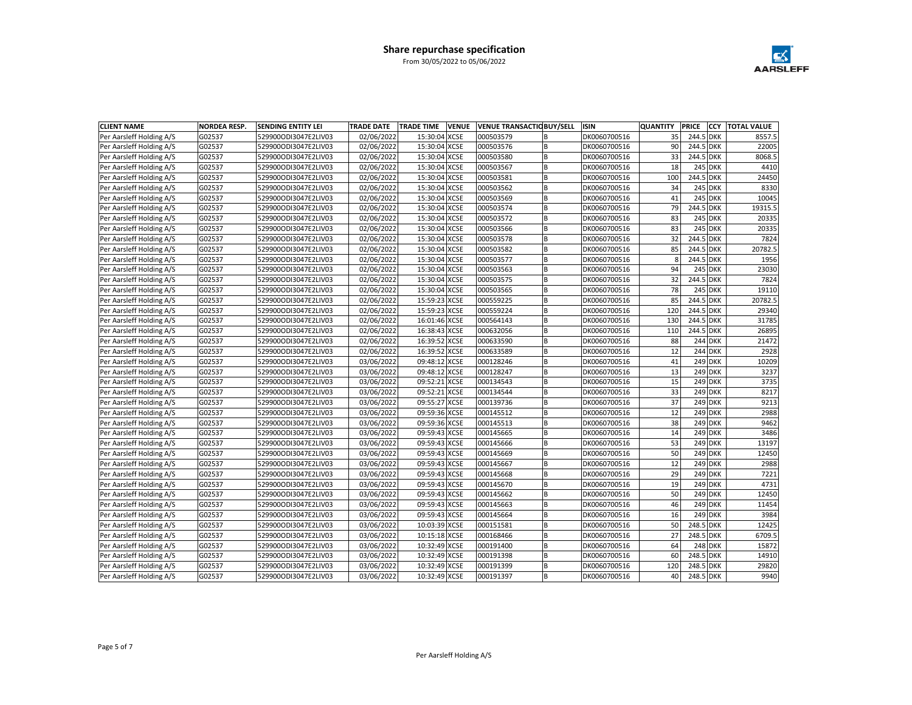## Share repurchase specification

From 30/05/2022 to 05/06/2022

| CLIENT NAME | NORDEA RESP. | SENDING ENTITY LEI | TRADE DATE | TRADE TIME | VENUE | VENUE TRANSACTIO | BUY/SELL | ISIN | QUANTITY | PRICE | CCY | TOTAL VALUE |
|---|---|---|---|---|---|---|---|---|---|---|---|---|
| Per Aarsleff Holding A/S | G02537 | 529900ODI3047E2LIV03 | 02/06/2022 | 15:30:04 | XCSE | 000503579 | B | DK0060700516 | 35 | 244.5 | DKK | 8557.5 |
| Per Aarsleff Holding A/S | G02537 | 529900ODI3047E2LIV03 | 02/06/2022 | 15:30:04 | XCSE | 000503576 | B | DK0060700516 | 90 | 244.5 | DKK | 22005 |
| Per Aarsleff Holding A/S | G02537 | 529900ODI3047E2LIV03 | 02/06/2022 | 15:30:04 | XCSE | 000503580 | B | DK0060700516 | 33 | 244.5 | DKK | 8068.5 |
| Per Aarsleff Holding A/S | G02537 | 529900ODI3047E2LIV03 | 02/06/2022 | 15:30:04 | XCSE | 000503567 | B | DK0060700516 | 18 | 245 | DKK | 4410 |
| Per Aarsleff Holding A/S | G02537 | 529900ODI3047E2LIV03 | 02/06/2022 | 15:30:04 | XCSE | 000503581 | B | DK0060700516 | 100 | 244.5 | DKK | 24450 |
| Per Aarsleff Holding A/S | G02537 | 529900ODI3047E2LIV03 | 02/06/2022 | 15:30:04 | XCSE | 000503562 | B | DK0060700516 | 34 | 245 | DKK | 8330 |
| Per Aarsleff Holding A/S | G02537 | 529900ODI3047E2LIV03 | 02/06/2022 | 15:30:04 | XCSE | 000503569 | B | DK0060700516 | 41 | 245 | DKK | 10045 |
| Per Aarsleff Holding A/S | G02537 | 529900ODI3047E2LIV03 | 02/06/2022 | 15:30:04 | XCSE | 000503574 | B | DK0060700516 | 79 | 244.5 | DKK | 19315.5 |
| Per Aarsleff Holding A/S | G02537 | 529900ODI3047E2LIV03 | 02/06/2022 | 15:30:04 | XCSE | 000503572 | B | DK0060700516 | 83 | 245 | DKK | 20335 |
| Per Aarsleff Holding A/S | G02537 | 529900ODI3047E2LIV03 | 02/06/2022 | 15:30:04 | XCSE | 000503566 | B | DK0060700516 | 83 | 245 | DKK | 20335 |
| Per Aarsleff Holding A/S | G02537 | 529900ODI3047E2LIV03 | 02/06/2022 | 15:30:04 | XCSE | 000503578 | B | DK0060700516 | 32 | 244.5 | DKK | 7824 |
| Per Aarsleff Holding A/S | G02537 | 529900ODI3047E2LIV03 | 02/06/2022 | 15:30:04 | XCSE | 000503582 | B | DK0060700516 | 85 | 244.5 | DKK | 20782.5 |
| Per Aarsleff Holding A/S | G02537 | 529900ODI3047E2LIV03 | 02/06/2022 | 15:30:04 | XCSE | 000503577 | B | DK0060700516 | 8 | 244.5 | DKK | 1956 |
| Per Aarsleff Holding A/S | G02537 | 529900ODI3047E2LIV03 | 02/06/2022 | 15:30:04 | XCSE | 000503563 | B | DK0060700516 | 94 | 245 | DKK | 23030 |
| Per Aarsleff Holding A/S | G02537 | 529900ODI3047E2LIV03 | 02/06/2022 | 15:30:04 | XCSE | 000503575 | B | DK0060700516 | 32 | 244.5 | DKK | 7824 |
| Per Aarsleff Holding A/S | G02537 | 529900ODI3047E2LIV03 | 02/06/2022 | 15:30:04 | XCSE | 000503565 | B | DK0060700516 | 78 | 245 | DKK | 19110 |
| Per Aarsleff Holding A/S | G02537 | 529900ODI3047E2LIV03 | 02/06/2022 | 15:59:23 | XCSE | 000559225 | B | DK0060700516 | 85 | 244.5 | DKK | 20782.5 |
| Per Aarsleff Holding A/S | G02537 | 529900ODI3047E2LIV03 | 02/06/2022 | 15:59:23 | XCSE | 000559224 | B | DK0060700516 | 120 | 244.5 | DKK | 29340 |
| Per Aarsleff Holding A/S | G02537 | 529900ODI3047E2LIV03 | 02/06/2022 | 16:01:46 | XCSE | 000564143 | B | DK0060700516 | 130 | 244.5 | DKK | 31785 |
| Per Aarsleff Holding A/S | G02537 | 529900ODI3047E2LIV03 | 02/06/2022 | 16:38:43 | XCSE | 000632056 | B | DK0060700516 | 110 | 244.5 | DKK | 26895 |
| Per Aarsleff Holding A/S | G02537 | 529900ODI3047E2LIV03 | 02/06/2022 | 16:39:52 | XCSE | 000633590 | B | DK0060700516 | 88 | 244 | DKK | 21472 |
| Per Aarsleff Holding A/S | G02537 | 529900ODI3047E2LIV03 | 02/06/2022 | 16:39:52 | XCSE | 000633589 | B | DK0060700516 | 12 | 244 | DKK | 2928 |
| Per Aarsleff Holding A/S | G02537 | 529900ODI3047E2LIV03 | 03/06/2022 | 09:48:12 | XCSE | 000128246 | B | DK0060700516 | 41 | 249 | DKK | 10209 |
| Per Aarsleff Holding A/S | G02537 | 529900ODI3047E2LIV03 | 03/06/2022 | 09:48:12 | XCSE | 000128247 | B | DK0060700516 | 13 | 249 | DKK | 3237 |
| Per Aarsleff Holding A/S | G02537 | 529900ODI3047E2LIV03 | 03/06/2022 | 09:52:21 | XCSE | 000134543 | B | DK0060700516 | 15 | 249 | DKK | 3735 |
| Per Aarsleff Holding A/S | G02537 | 529900ODI3047E2LIV03 | 03/06/2022 | 09:52:21 | XCSE | 000134544 | B | DK0060700516 | 33 | 249 | DKK | 8217 |
| Per Aarsleff Holding A/S | G02537 | 529900ODI3047E2LIV03 | 03/06/2022 | 09:55:27 | XCSE | 000139736 | B | DK0060700516 | 37 | 249 | DKK | 9213 |
| Per Aarsleff Holding A/S | G02537 | 529900ODI3047E2LIV03 | 03/06/2022 | 09:59:36 | XCSE | 000145512 | B | DK0060700516 | 12 | 249 | DKK | 2988 |
| Per Aarsleff Holding A/S | G02537 | 529900ODI3047E2LIV03 | 03/06/2022 | 09:59:36 | XCSE | 000145513 | B | DK0060700516 | 38 | 249 | DKK | 9462 |
| Per Aarsleff Holding A/S | G02537 | 529900ODI3047E2LIV03 | 03/06/2022 | 09:59:43 | XCSE | 000145665 | B | DK0060700516 | 14 | 249 | DKK | 3486 |
| Per Aarsleff Holding A/S | G02537 | 529900ODI3047E2LIV03 | 03/06/2022 | 09:59:43 | XCSE | 000145666 | B | DK0060700516 | 53 | 249 | DKK | 13197 |
| Per Aarsleff Holding A/S | G02537 | 529900ODI3047E2LIV03 | 03/06/2022 | 09:59:43 | XCSE | 000145669 | B | DK0060700516 | 50 | 249 | DKK | 12450 |
| Per Aarsleff Holding A/S | G02537 | 529900ODI3047E2LIV03 | 03/06/2022 | 09:59:43 | XCSE | 000145667 | B | DK0060700516 | 12 | 249 | DKK | 2988 |
| Per Aarsleff Holding A/S | G02537 | 529900ODI3047E2LIV03 | 03/06/2022 | 09:59:43 | XCSE | 000145668 | B | DK0060700516 | 29 | 249 | DKK | 7221 |
| Per Aarsleff Holding A/S | G02537 | 529900ODI3047E2LIV03 | 03/06/2022 | 09:59:43 | XCSE | 000145670 | B | DK0060700516 | 19 | 249 | DKK | 4731 |
| Per Aarsleff Holding A/S | G02537 | 529900ODI3047E2LIV03 | 03/06/2022 | 09:59:43 | XCSE | 000145662 | B | DK0060700516 | 50 | 249 | DKK | 12450 |
| Per Aarsleff Holding A/S | G02537 | 529900ODI3047E2LIV03 | 03/06/2022 | 09:59:43 | XCSE | 000145663 | B | DK0060700516 | 46 | 249 | DKK | 11454 |
| Per Aarsleff Holding A/S | G02537 | 529900ODI3047E2LIV03 | 03/06/2022 | 09:59:43 | XCSE | 000145664 | B | DK0060700516 | 16 | 249 | DKK | 3984 |
| Per Aarsleff Holding A/S | G02537 | 529900ODI3047E2LIV03 | 03/06/2022 | 10:03:39 | XCSE | 000151581 | B | DK0060700516 | 50 | 248.5 | DKK | 12425 |
| Per Aarsleff Holding A/S | G02537 | 529900ODI3047E2LIV03 | 03/06/2022 | 10:15:18 | XCSE | 000168466 | B | DK0060700516 | 27 | 248.5 | DKK | 6709.5 |
| Per Aarsleff Holding A/S | G02537 | 529900ODI3047E2LIV03 | 03/06/2022 | 10:32:49 | XCSE | 000191400 | B | DK0060700516 | 64 | 248 | DKK | 15872 |
| Per Aarsleff Holding A/S | G02537 | 529900ODI3047E2LIV03 | 03/06/2022 | 10:32:49 | XCSE | 000191398 | B | DK0060700516 | 60 | 248.5 | DKK | 14910 |
| Per Aarsleff Holding A/S | G02537 | 529900ODI3047E2LIV03 | 03/06/2022 | 10:32:49 | XCSE | 000191399 | B | DK0060700516 | 120 | 248.5 | DKK | 29820 |
| Per Aarsleff Holding A/S | G02537 | 529900ODI3047E2LIV03 | 03/06/2022 | 10:32:49 | XCSE | 000191397 | B | DK0060700516 | 40 | 248.5 | DKK | 9940 |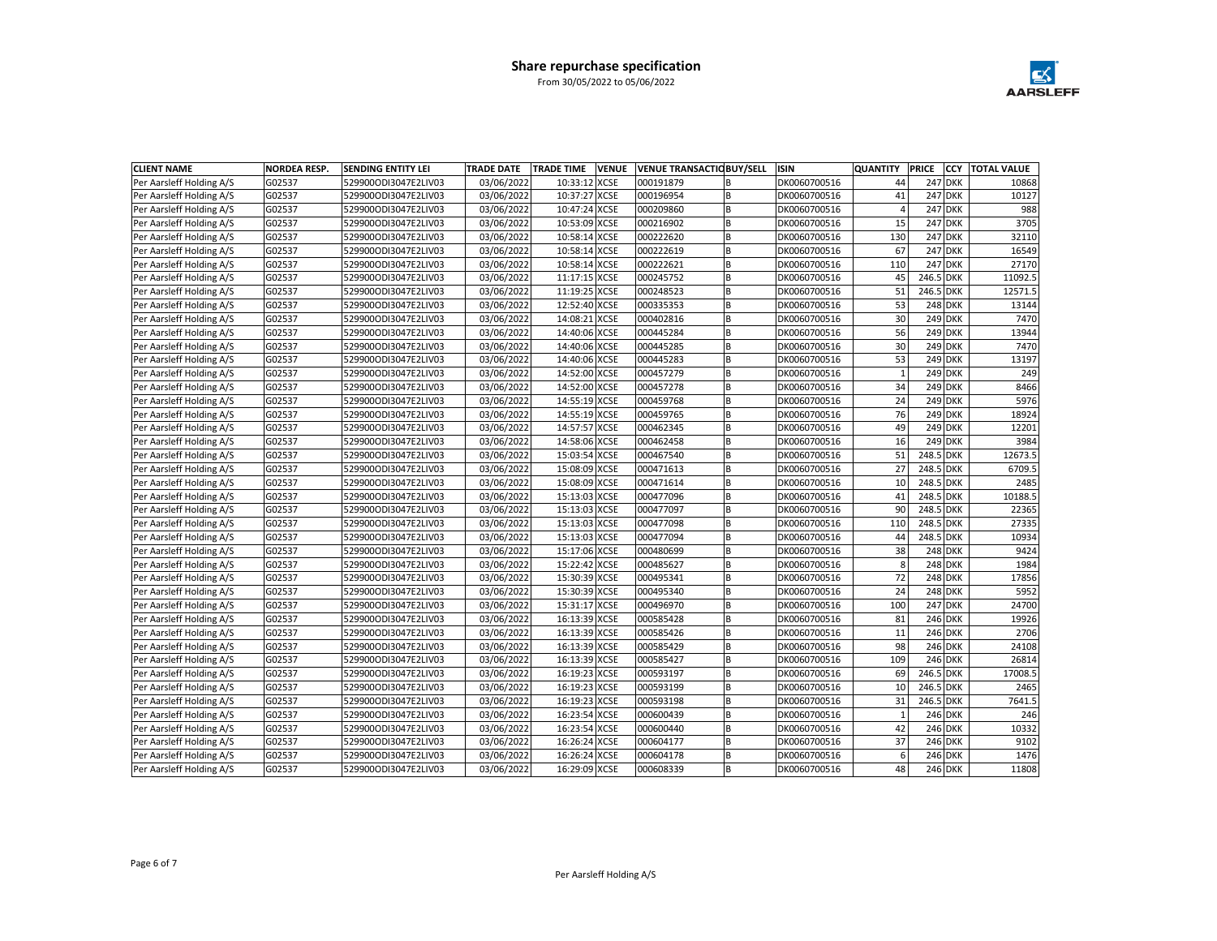# Share repurchase specification

From 30/05/2022 to 05/06/2022

| CLIENT NAME | NORDEA RESP. | SENDING ENTITY LEI | TRADE DATE | TRADE TIME | VENUE | VENUE TRANSACTIO | BUY/SELL | ISIN | QUANTITY | PRICE | CCY | TOTAL VALUE |
|---|---|---|---|---|---|---|---|---|---|---|---|---|
| Per Aarsleff Holding A/S | G02537 | 529900ODI3047E2LIV03 | 03/06/2022 | 10:33:12 | XCSE | 000191879 | B | DK0060700516 | 44 | 247 | DKK | 10868 |
| Per Aarsleff Holding A/S | G02537 | 529900ODI3047E2LIV03 | 03/06/2022 | 10:37:27 | XCSE | 000196954 | B | DK0060700516 | 41 | 247 | DKK | 10127 |
| Per Aarsleff Holding A/S | G02537 | 529900ODI3047E2LIV03 | 03/06/2022 | 10:47:24 | XCSE | 000209860 | B | DK0060700516 | 4 | 247 | DKK | 988 |
| Per Aarsleff Holding A/S | G02537 | 529900ODI3047E2LIV03 | 03/06/2022 | 10:53:09 | XCSE | 000216902 | B | DK0060700516 | 15 | 247 | DKK | 3705 |
| Per Aarsleff Holding A/S | G02537 | 529900ODI3047E2LIV03 | 03/06/2022 | 10:58:14 | XCSE | 000222620 | B | DK0060700516 | 130 | 247 | DKK | 32110 |
| Per Aarsleff Holding A/S | G02537 | 529900ODI3047E2LIV03 | 03/06/2022 | 10:58:14 | XCSE | 000222619 | B | DK0060700516 | 67 | 247 | DKK | 16549 |
| Per Aarsleff Holding A/S | G02537 | 529900ODI3047E2LIV03 | 03/06/2022 | 10:58:14 | XCSE | 000222621 | B | DK0060700516 | 110 | 247 | DKK | 27170 |
| Per Aarsleff Holding A/S | G02537 | 529900ODI3047E2LIV03 | 03/06/2022 | 11:17:15 | XCSE | 000245752 | B | DK0060700516 | 45 | 246.5 | DKK | 11092.5 |
| Per Aarsleff Holding A/S | G02537 | 529900ODI3047E2LIV03 | 03/06/2022 | 11:19:25 | XCSE | 000248523 | B | DK0060700516 | 51 | 246.5 | DKK | 12571.5 |
| Per Aarsleff Holding A/S | G02537 | 529900ODI3047E2LIV03 | 03/06/2022 | 12:52:40 | XCSE | 000335353 | B | DK0060700516 | 53 | 248 | DKK | 13144 |
| Per Aarsleff Holding A/S | G02537 | 529900ODI3047E2LIV03 | 03/06/2022 | 14:08:21 | XCSE | 000402816 | B | DK0060700516 | 30 | 249 | DKK | 7470 |
| Per Aarsleff Holding A/S | G02537 | 529900ODI3047E2LIV03 | 03/06/2022 | 14:40:06 | XCSE | 000445284 | B | DK0060700516 | 56 | 249 | DKK | 13944 |
| Per Aarsleff Holding A/S | G02537 | 529900ODI3047E2LIV03 | 03/06/2022 | 14:40:06 | XCSE | 000445285 | B | DK0060700516 | 30 | 249 | DKK | 7470 |
| Per Aarsleff Holding A/S | G02537 | 529900ODI3047E2LIV03 | 03/06/2022 | 14:40:06 | XCSE | 000445283 | B | DK0060700516 | 53 | 249 | DKK | 13197 |
| Per Aarsleff Holding A/S | G02537 | 529900ODI3047E2LIV03 | 03/06/2022 | 14:52:00 | XCSE | 000457279 | B | DK0060700516 | 1 | 249 | DKK | 249 |
| Per Aarsleff Holding A/S | G02537 | 529900ODI3047E2LIV03 | 03/06/2022 | 14:52:00 | XCSE | 000457278 | B | DK0060700516 | 34 | 249 | DKK | 8466 |
| Per Aarsleff Holding A/S | G02537 | 529900ODI3047E2LIV03 | 03/06/2022 | 14:55:19 | XCSE | 000459768 | B | DK0060700516 | 24 | 249 | DKK | 5976 |
| Per Aarsleff Holding A/S | G02537 | 529900ODI3047E2LIV03 | 03/06/2022 | 14:55:19 | XCSE | 000459765 | B | DK0060700516 | 76 | 249 | DKK | 18924 |
| Per Aarsleff Holding A/S | G02537 | 529900ODI3047E2LIV03 | 03/06/2022 | 14:57:57 | XCSE | 000462345 | B | DK0060700516 | 49 | 249 | DKK | 12201 |
| Per Aarsleff Holding A/S | G02537 | 529900ODI3047E2LIV03 | 03/06/2022 | 14:58:06 | XCSE | 000462458 | B | DK0060700516 | 16 | 249 | DKK | 3984 |
| Per Aarsleff Holding A/S | G02537 | 529900ODI3047E2LIV03 | 03/06/2022 | 15:03:54 | XCSE | 000467540 | B | DK0060700516 | 51 | 248.5 | DKK | 12673.5 |
| Per Aarsleff Holding A/S | G02537 | 529900ODI3047E2LIV03 | 03/06/2022 | 15:08:09 | XCSE | 000471613 | B | DK0060700516 | 27 | 248.5 | DKK | 6709.5 |
| Per Aarsleff Holding A/S | G02537 | 529900ODI3047E2LIV03 | 03/06/2022 | 15:08:09 | XCSE | 000471614 | B | DK0060700516 | 10 | 248.5 | DKK | 2485 |
| Per Aarsleff Holding A/S | G02537 | 529900ODI3047E2LIV03 | 03/06/2022 | 15:13:03 | XCSE | 000477096 | B | DK0060700516 | 41 | 248.5 | DKK | 10188.5 |
| Per Aarsleff Holding A/S | G02537 | 529900ODI3047E2LIV03 | 03/06/2022 | 15:13:03 | XCSE | 000477097 | B | DK0060700516 | 90 | 248.5 | DKK | 22365 |
| Per Aarsleff Holding A/S | G02537 | 529900ODI3047E2LIV03 | 03/06/2022 | 15:13:03 | XCSE | 000477098 | B | DK0060700516 | 110 | 248.5 | DKK | 27335 |
| Per Aarsleff Holding A/S | G02537 | 529900ODI3047E2LIV03 | 03/06/2022 | 15:13:03 | XCSE | 000477094 | B | DK0060700516 | 44 | 248.5 | DKK | 10934 |
| Per Aarsleff Holding A/S | G02537 | 529900ODI3047E2LIV03 | 03/06/2022 | 15:17:06 | XCSE | 000480699 | B | DK0060700516 | 38 | 248 | DKK | 9424 |
| Per Aarsleff Holding A/S | G02537 | 529900ODI3047E2LIV03 | 03/06/2022 | 15:22:42 | XCSE | 000485627 | B | DK0060700516 | 8 | 248 | DKK | 1984 |
| Per Aarsleff Holding A/S | G02537 | 529900ODI3047E2LIV03 | 03/06/2022 | 15:30:39 | XCSE | 000495341 | B | DK0060700516 | 72 | 248 | DKK | 17856 |
| Per Aarsleff Holding A/S | G02537 | 529900ODI3047E2LIV03 | 03/06/2022 | 15:30:39 | XCSE | 000495340 | B | DK0060700516 | 24 | 248 | DKK | 5952 |
| Per Aarsleff Holding A/S | G02537 | 529900ODI3047E2LIV03 | 03/06/2022 | 15:31:17 | XCSE | 000496970 | B | DK0060700516 | 100 | 247 | DKK | 24700 |
| Per Aarsleff Holding A/S | G02537 | 529900ODI3047E2LIV03 | 03/06/2022 | 16:13:39 | XCSE | 000585428 | B | DK0060700516 | 81 | 246 | DKK | 19926 |
| Per Aarsleff Holding A/S | G02537 | 529900ODI3047E2LIV03 | 03/06/2022 | 16:13:39 | XCSE | 000585426 | B | DK0060700516 | 11 | 246 | DKK | 2706 |
| Per Aarsleff Holding A/S | G02537 | 529900ODI3047E2LIV03 | 03/06/2022 | 16:13:39 | XCSE | 000585429 | B | DK0060700516 | 98 | 246 | DKK | 24108 |
| Per Aarsleff Holding A/S | G02537 | 529900ODI3047E2LIV03 | 03/06/2022 | 16:13:39 | XCSE | 000585427 | B | DK0060700516 | 109 | 246 | DKK | 26814 |
| Per Aarsleff Holding A/S | G02537 | 529900ODI3047E2LIV03 | 03/06/2022 | 16:19:23 | XCSE | 000593197 | B | DK0060700516 | 69 | 246.5 | DKK | 17008.5 |
| Per Aarsleff Holding A/S | G02537 | 529900ODI3047E2LIV03 | 03/06/2022 | 16:19:23 | XCSE | 000593199 | B | DK0060700516 | 10 | 246.5 | DKK | 2465 |
| Per Aarsleff Holding A/S | G02537 | 529900ODI3047E2LIV03 | 03/06/2022 | 16:19:23 | XCSE | 000593198 | B | DK0060700516 | 31 | 246.5 | DKK | 7641.5 |
| Per Aarsleff Holding A/S | G02537 | 529900ODI3047E2LIV03 | 03/06/2022 | 16:23:54 | XCSE | 000600439 | B | DK0060700516 | 1 | 246 | DKK | 246 |
| Per Aarsleff Holding A/S | G02537 | 529900ODI3047E2LIV03 | 03/06/2022 | 16:23:54 | XCSE | 000600440 | B | DK0060700516 | 42 | 246 | DKK | 10332 |
| Per Aarsleff Holding A/S | G02537 | 529900ODI3047E2LIV03 | 03/06/2022 | 16:26:24 | XCSE | 000604177 | B | DK0060700516 | 37 | 246 | DKK | 9102 |
| Per Aarsleff Holding A/S | G02537 | 529900ODI3047E2LIV03 | 03/06/2022 | 16:26:24 | XCSE | 000604178 | B | DK0060700516 | 6 | 246 | DKK | 1476 |
| Per Aarsleff Holding A/S | G02537 | 529900ODI3047E2LIV03 | 03/06/2022 | 16:29:09 | XCSE | 000608339 | B | DK0060700516 | 48 | 246 | DKK | 11808 |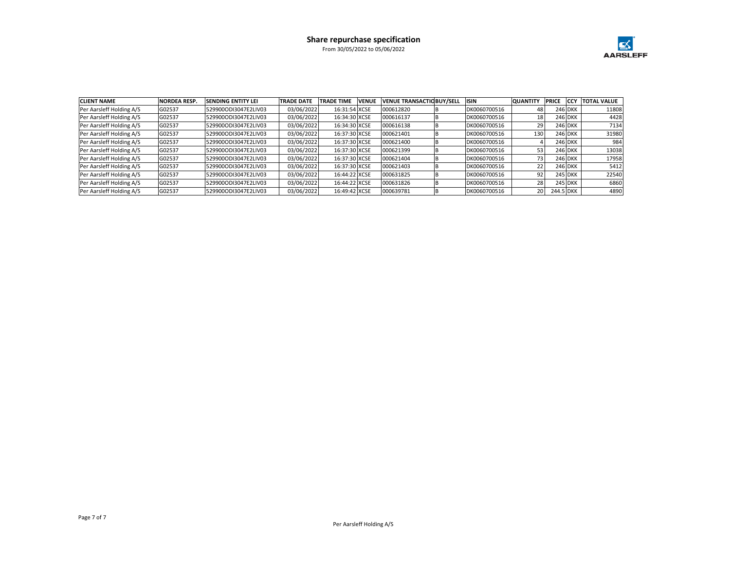# Share repurchase specification

From 30/05/2022 to 05/06/2022

| CLIENT NAME | NORDEA RESP. | SENDING ENTITY LEI | TRADE DATE | TRADE TIME | VENUE | VENUE TRANSACTIO | BUY/SELL | ISIN | QUANTITY | PRICE | CCY | TOTAL VALUE |
|---|---|---|---|---|---|---|---|---|---|---|---|---|
| Per Aarsleff Holding A/S | G02537 | 529900ODI3047E2LIV03 | 03/06/2022 | 16:31:54 | XCSE | 000612820 | B | DK0060700516 | 48 | 246 | DKK | 11808 |
| Per Aarsleff Holding A/S | G02537 | 529900ODI3047E2LIV03 | 03/06/2022 | 16:34:30 | XCSE | 000616137 | B | DK0060700516 | 18 | 246 | DKK | 4428 |
| Per Aarsleff Holding A/S | G02537 | 529900ODI3047E2LIV03 | 03/06/2022 | 16:34:30 | XCSE | 000616138 | B | DK0060700516 | 29 | 246 | DKK | 7134 |
| Per Aarsleff Holding A/S | G02537 | 529900ODI3047E2LIV03 | 03/06/2022 | 16:37:30 | XCSE | 000621401 | B | DK0060700516 | 130 | 246 | DKK | 31980 |
| Per Aarsleff Holding A/S | G02537 | 529900ODI3047E2LIV03 | 03/06/2022 | 16:37:30 | XCSE | 000621400 | B | DK0060700516 | 4 | 246 | DKK | 984 |
| Per Aarsleff Holding A/S | G02537 | 529900ODI3047E2LIV03 | 03/06/2022 | 16:37:30 | XCSE | 000621399 | B | DK0060700516 | 53 | 246 | DKK | 13038 |
| Per Aarsleff Holding A/S | G02537 | 529900ODI3047E2LIV03 | 03/06/2022 | 16:37:30 | XCSE | 000621404 | B | DK0060700516 | 73 | 246 | DKK | 17958 |
| Per Aarsleff Holding A/S | G02537 | 529900ODI3047E2LIV03 | 03/06/2022 | 16:37:30 | XCSE | 000621403 | B | DK0060700516 | 22 | 246 | DKK | 5412 |
| Per Aarsleff Holding A/S | G02537 | 529900ODI3047E2LIV03 | 03/06/2022 | 16:44:22 | XCSE | 000631825 | B | DK0060700516 | 92 | 245 | DKK | 22540 |
| Per Aarsleff Holding A/S | G02537 | 529900ODI3047E2LIV03 | 03/06/2022 | 16:44:22 | XCSE | 000631826 | B | DK0060700516 | 28 | 245 | DKK | 6860 |
| Per Aarsleff Holding A/S | G02537 | 529900ODI3047E2LIV03 | 03/06/2022 | 16:49:42 | XCSE | 000639781 | B | DK0060700516 | 20 | 244.5 | DKK | 4890 |